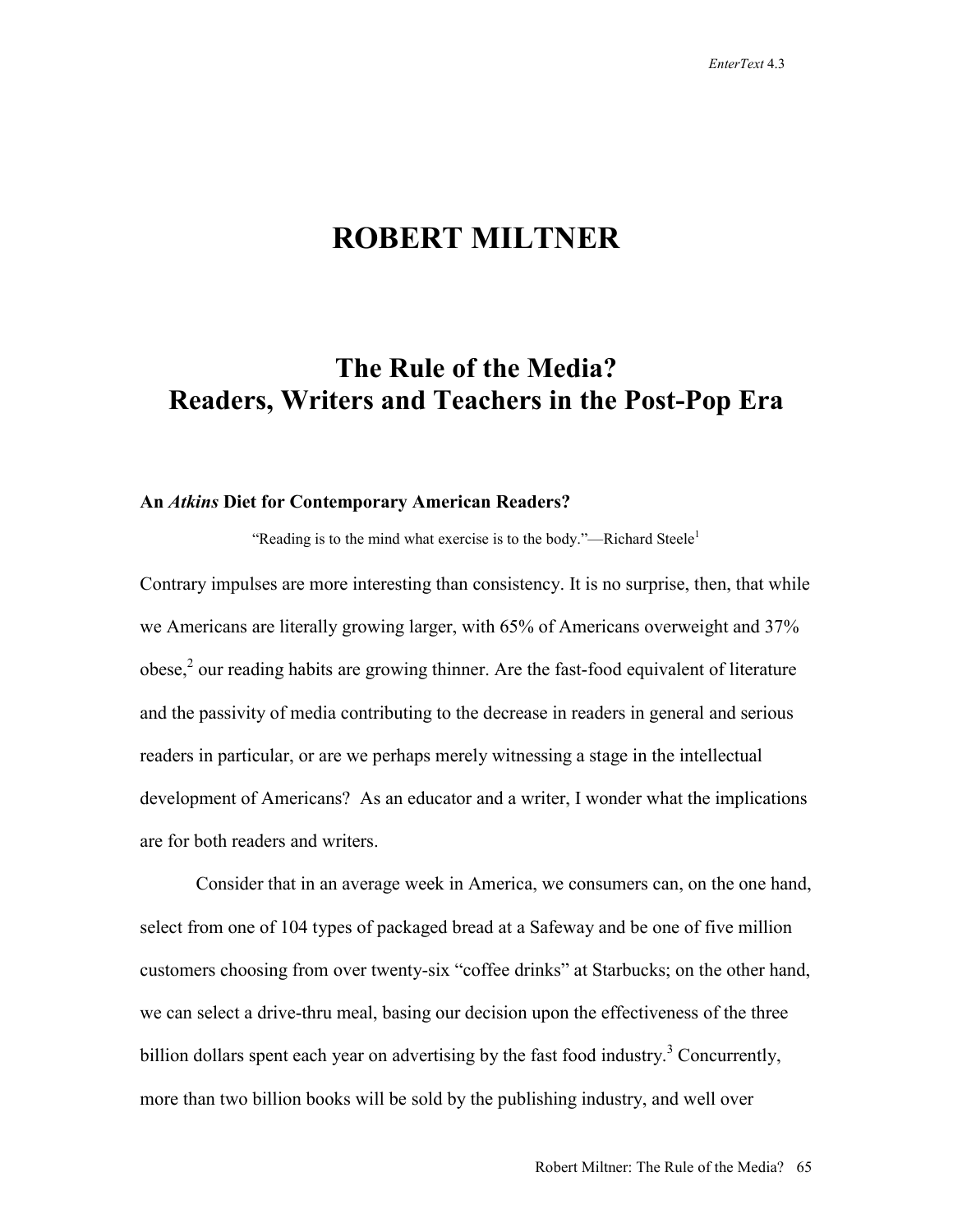# ROBERT MILTNER

## The Rule of the Media? Readers, Writers and Teachers in the Post-Pop Era

### An *Atkins* Diet for Contemporary American Readers?

"Reading is to the mind what exercise is to the body."—Richard Steele[1]

Contrary impulses are more interesting than consistency. It is no surprise, then, that while we Americans are literally growing larger, with 65% of Americans overweight and 37% obese,[2] our reading habits are growing thinner. Are the fast-food equivalent of literature and the passivity of media contributing to the decrease in readers in general and serious readers in particular, or are we perhaps merely witnessing a stage in the intellectual development of Americans? As an educator and a writer, I wonder what the implications are for both readers and writers.

Consider that in an average week in America, we consumers can, on the one hand, select from one of 104 types of packaged bread at a Safeway and be one of five million customers choosing from over twenty-six "coffee drinks" at Starbucks; on the other hand, we can select a drive-thru meal, basing our decision upon the effectiveness of the three billion dollars spent each year on advertising by the fast food industry.[3] Concurrently, more than two billion books will be sold by the publishing industry, and well over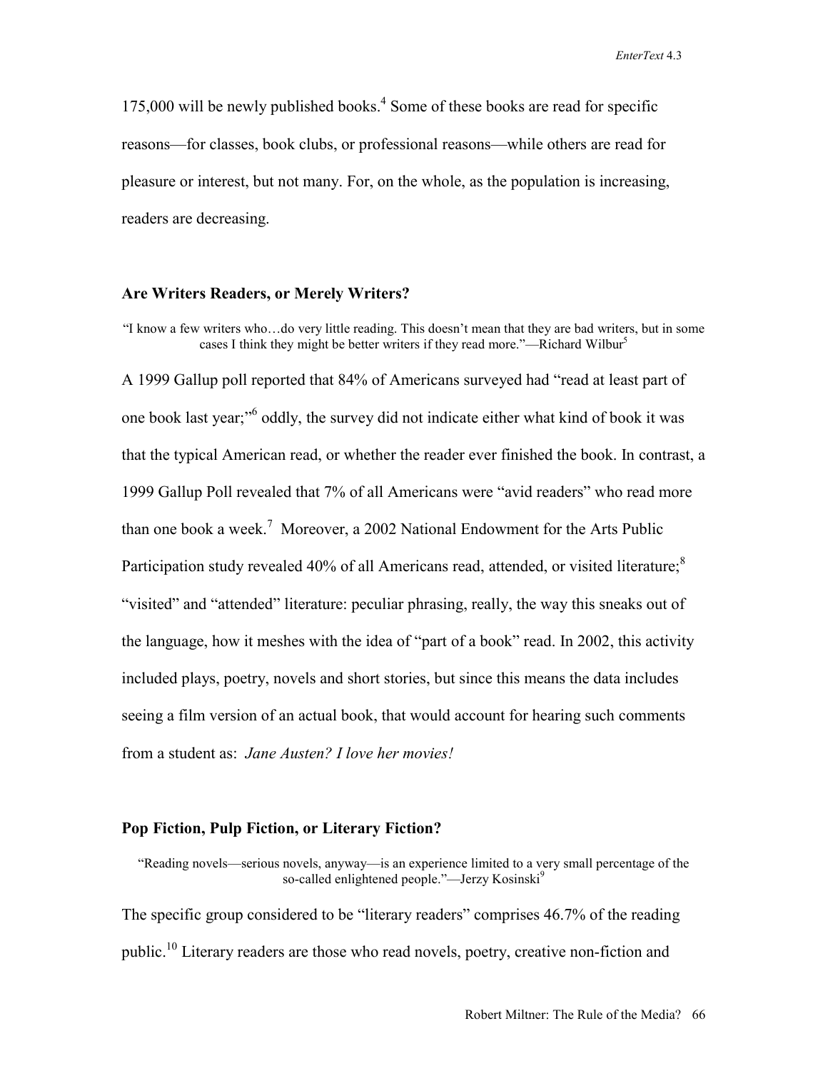175,000 will be newly published books.[4] Some of these books are read for specific reasons—for classes, book clubs, or professional reasons—while others are read for pleasure or interest, but not many. For, on the whole, as the population is increasing, readers are decreasing.

### Are Writers Readers, or Merely Writers?

"I know a few writers who…do very little reading. This doesn't mean that they are bad writers, but in some cases I think they might be better writers if they read more."—Richard Wilbur[5]

A 1999 Gallup poll reported that 84% of Americans surveyed had "read at least part of one book last year;"[6] oddly, the survey did not indicate either what kind of book it was that the typical American read, or whether the reader ever finished the book. In contrast, a 1999 Gallup Poll revealed that 7% of all Americans were "avid readers" who read more than one book a week.[7] Moreover, a 2002 National Endowment for the Arts Public Participation study revealed 40% of all Americans read, attended, or visited literature;[8] "visited" and "attended" literature: peculiar phrasing, really, the way this sneaks out of the language, how it meshes with the idea of "part of a book" read. In 2002, this activity included plays, poetry, novels and short stories, but since this means the data includes seeing a film version of an actual book, that would account for hearing such comments from a student as: *Jane Austen? I love her movies!*

### Pop Fiction, Pulp Fiction, or Literary Fiction?

"Reading novels—serious novels, anyway—is an experience limited to a very small percentage of the so-called enlightened people."—Jerzy Kosinski[9]

The specific group considered to be "literary readers" comprises 46.7% of the reading public.[10] Literary readers are those who read novels, poetry, creative non-fiction and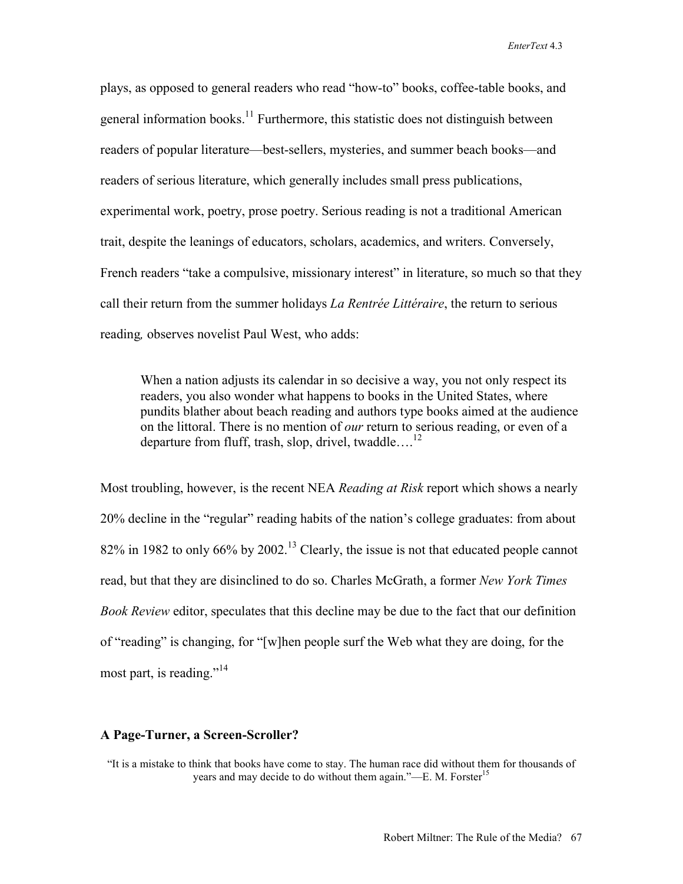plays, as opposed to general readers who read "how-to" books, coffee-table books, and general information books.[11] Furthermore, this statistic does not distinguish between readers of popular literature—best-sellers, mysteries, and summer beach books—and readers of serious literature, which generally includes small press publications, experimental work, poetry, prose poetry. Serious reading is not a traditional American trait, despite the leanings of educators, scholars, academics, and writers. Conversely, French readers "take a compulsive, missionary interest" in literature, so much so that they call their return from the summer holidays *La Rentrée Littéraire*, the return to serious reading*,* observes novelist Paul West, who adds:

> When a nation adjusts its calendar in so decisive a way, you not only respect its readers, you also wonder what happens to books in the United States, where pundits blather about beach reading and authors type books aimed at the audience on the littoral. There is no mention of *our* return to serious reading, or even of a departure from fluff, trash, slop, drivel, twaddle….[12]

Most troubling, however, is the recent NEA *Reading at Risk* report which shows a nearly 20% decline in the "regular" reading habits of the nation's college graduates: from about 82% in 1982 to only 66% by 2002.[13] Clearly, the issue is not that educated people cannot read, but that they are disinclined to do so. Charles McGrath, a former *New York Times Book Review* editor, speculates that this decline may be due to the fact that our definition of "reading" is changing, for "[w]hen people surf the Web what they are doing, for the most part, is reading."[14]

### A Page-Turner, a Screen-Scroller?

"It is a mistake to think that books have come to stay. The human race did without them for thousands of years and may decide to do without them again."—E. M. Forster[15]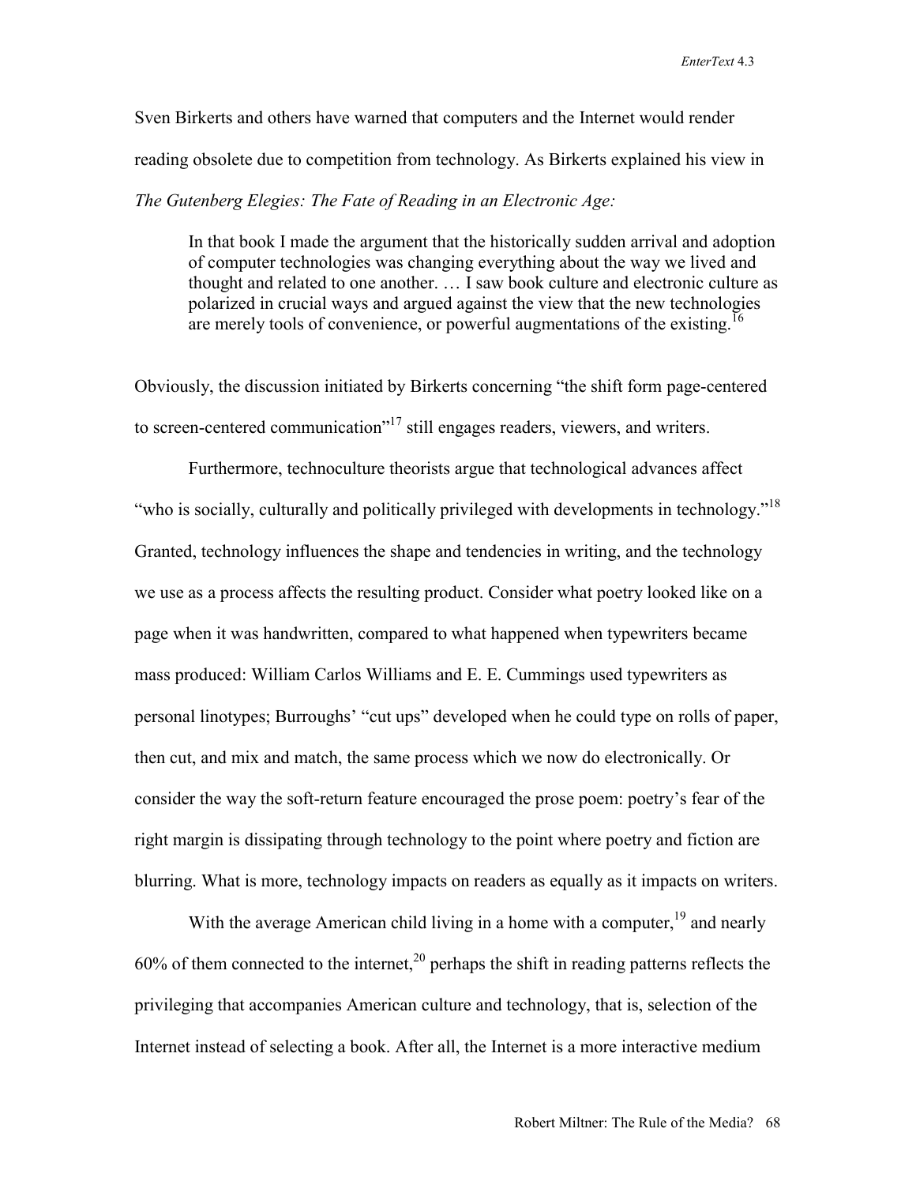Sven Birkerts and others have warned that computers and the Internet would render reading obsolete due to competition from technology. As Birkerts explained his view in *The Gutenberg Elegies: The Fate of Reading in an Electronic Age:*

> In that book I made the argument that the historically sudden arrival and adoption of computer technologies was changing everything about the way we lived and thought and related to one another. … I saw book culture and electronic culture as polarized in crucial ways and argued against the view that the new technologies are merely tools of convenience, or powerful augmentations of the existing.[16]

Obviously, the discussion initiated by Birkerts concerning "the shift form page-centered to screen-centered communication"[17] still engages readers, viewers, and writers.

Furthermore, technoculture theorists argue that technological advances affect "who is socially, culturally and politically privileged with developments in technology."[18] Granted, technology influences the shape and tendencies in writing, and the technology we use as a process affects the resulting product. Consider what poetry looked like on a page when it was handwritten, compared to what happened when typewriters became mass produced: William Carlos Williams and E. E. Cummings used typewriters as personal linotypes; Burroughs' "cut ups" developed when he could type on rolls of paper, then cut, and mix and match, the same process which we now do electronically. Or consider the way the soft-return feature encouraged the prose poem: poetry's fear of the right margin is dissipating through technology to the point where poetry and fiction are blurring. What is more, technology impacts on readers as equally as it impacts on writers.

With the average American child living in a home with a computer,[19] and nearly 60% of them connected to the internet,[20] perhaps the shift in reading patterns reflects the privileging that accompanies American culture and technology, that is, selection of the Internet instead of selecting a book. After all, the Internet is a more interactive medium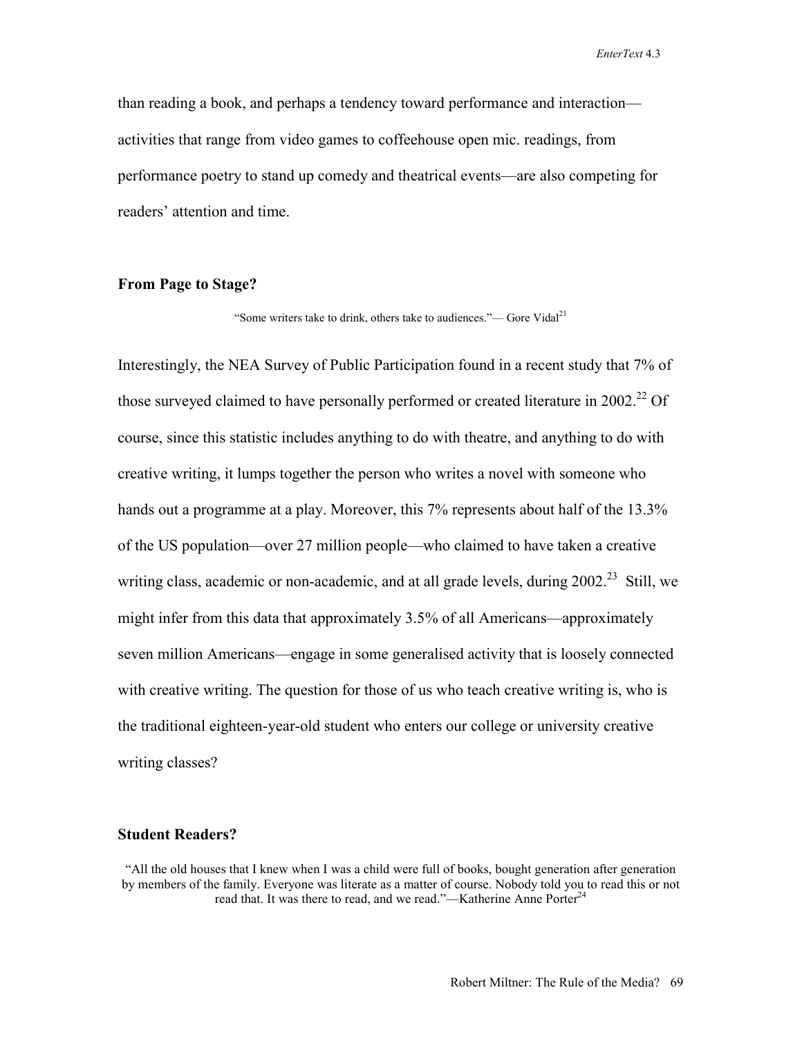than reading a book, and perhaps a tendency toward performance and interaction—activities that range from video games to coffeehouse open mic. readings, from performance poetry to stand up comedy and theatrical events—are also competing for readers' attention and time.

### From Page to Stage?

"Some writers take to drink, others take to audiences."— Gore Vidal[21]

Interestingly, the NEA Survey of Public Participation found in a recent study that 7% of those surveyed claimed to have personally performed or created literature in 2002.[22] Of course, since this statistic includes anything to do with theatre, and anything to do with creative writing, it lumps together the person who writes a novel with someone who hands out a programme at a play. Moreover, this 7% represents about half of the 13.3% of the US population—over 27 million people—who claimed to have taken a creative writing class, academic or non-academic, and at all grade levels, during 2002.[23] Still, we might infer from this data that approximately 3.5% of all Americans—approximately seven million Americans—engage in some generalised activity that is loosely connected with creative writing. The question for those of us who teach creative writing is, who is the traditional eighteen-year-old student who enters our college or university creative writing classes?

### Student Readers?

"All the old houses that I knew when I was a child were full of books, bought generation after generation by members of the family. Everyone was literate as a matter of course. Nobody told you to read this or not read that. It was there to read, and we read."—Katherine Anne Porter[24]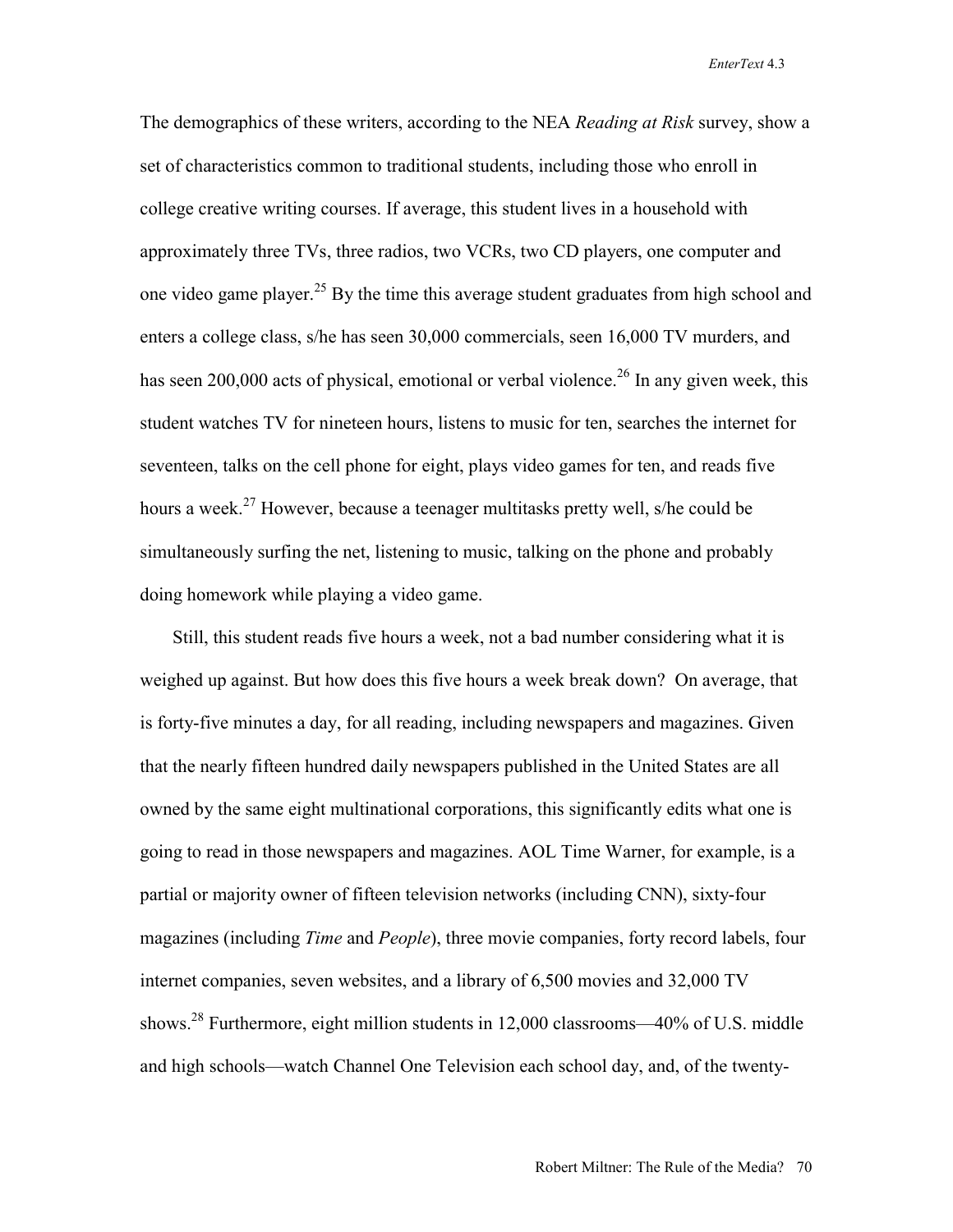The demographics of these writers, according to the NEA *Reading at Risk* survey, show a set of characteristics common to traditional students, including those who enroll in college creative writing courses. If average, this student lives in a household with approximately three TVs, three radios, two VCRs, two CD players, one computer and one video game player.[25] By the time this average student graduates from high school and enters a college class, s/he has seen 30,000 commercials, seen 16,000 TV murders, and has seen 200,000 acts of physical, emotional or verbal violence.[26] In any given week, this student watches TV for nineteen hours, listens to music for ten, searches the internet for seventeen, talks on the cell phone for eight, plays video games for ten, and reads five hours a week.[27] However, because a teenager multitasks pretty well, s/he could be simultaneously surfing the net, listening to music, talking on the phone and probably doing homework while playing a video game.

Still, this student reads five hours a week, not a bad number considering what it is weighed up against. But how does this five hours a week break down? On average, that is forty-five minutes a day, for all reading, including newspapers and magazines. Given that the nearly fifteen hundred daily newspapers published in the United States are all owned by the same eight multinational corporations, this significantly edits what one is going to read in those newspapers and magazines. AOL Time Warner, for example, is a partial or majority owner of fifteen television networks (including CNN), sixty-four magazines (including *Time* and *People*), three movie companies, forty record labels, four internet companies, seven websites, and a library of 6,500 movies and 32,000 TV shows.[28] Furthermore, eight million students in 12,000 classrooms—40% of U.S. middle and high schools—watch Channel One Television each school day, and, of the twenty-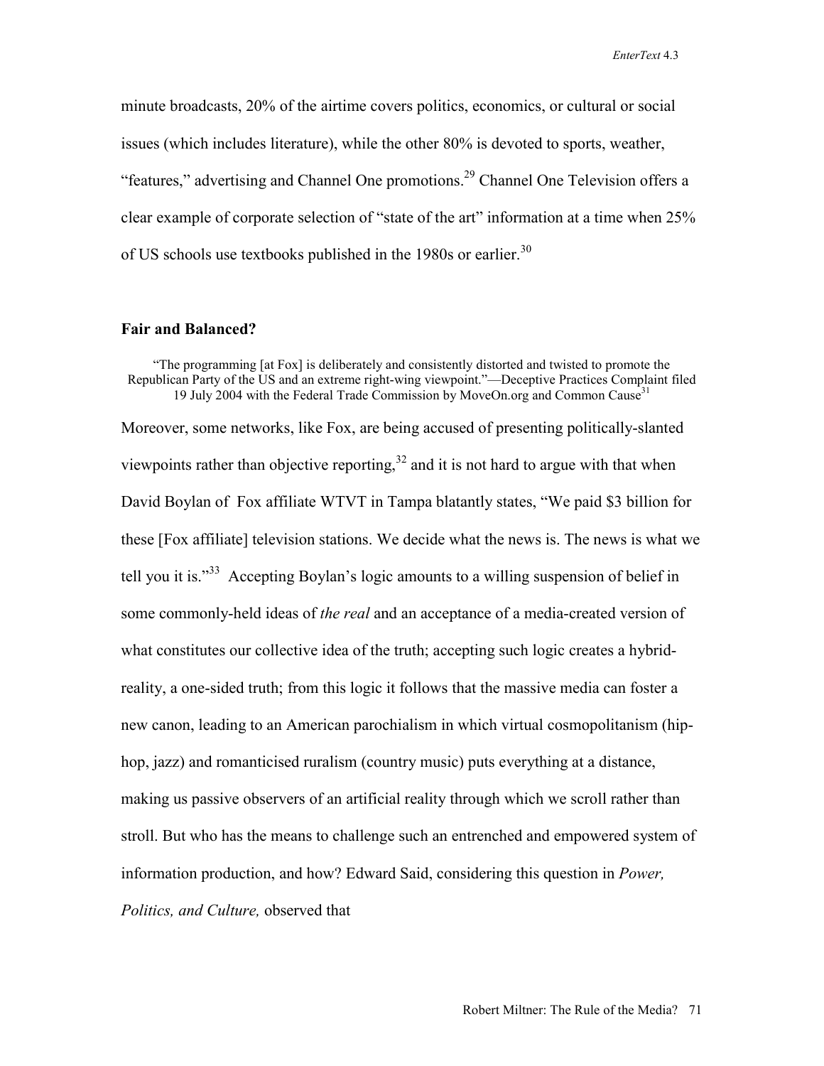minute broadcasts, 20% of the airtime covers politics, economics, or cultural or social issues (which includes literature), while the other 80% is devoted to sports, weather, "features," advertising and Channel One promotions.[29] Channel One Television offers a clear example of corporate selection of "state of the art" information at a time when 25% of US schools use textbooks published in the 1980s or earlier.[30]

## Fair and Balanced?

> "The programming [at Fox] is deliberately and consistently distorted and twisted to promote the Republican Party of the US and an extreme right-wing viewpoint."—Deceptive Practices Complaint filed 19 July 2004 with the Federal Trade Commission by MoveOn.org and Common Cause[31]

Moreover, some networks, like Fox, are being accused of presenting politically-slanted viewpoints rather than objective reporting,[32] and it is not hard to argue with that when David Boylan of Fox affiliate WTVT in Tampa blatantly states, "We paid $3 billion for these [Fox affiliate] television stations. We decide what the news is. The news is what we tell you it is."[33] Accepting Boylan's logic amounts to a willing suspension of belief in some commonly-held ideas of *the real* and an acceptance of a media-created version of what constitutes our collective idea of the truth; accepting such logic creates a hybrid-reality, a one-sided truth; from this logic it follows that the massive media can foster a new canon, leading to an American parochialism in which virtual cosmopolitanism (hip-hop, jazz) and romanticised ruralism (country music) puts everything at a distance, making us passive observers of an artificial reality through which we scroll rather than stroll. But who has the means to challenge such an entrenched and empowered system of information production, and how? Edward Said, considering this question in *Power, Politics, and Culture,* observed that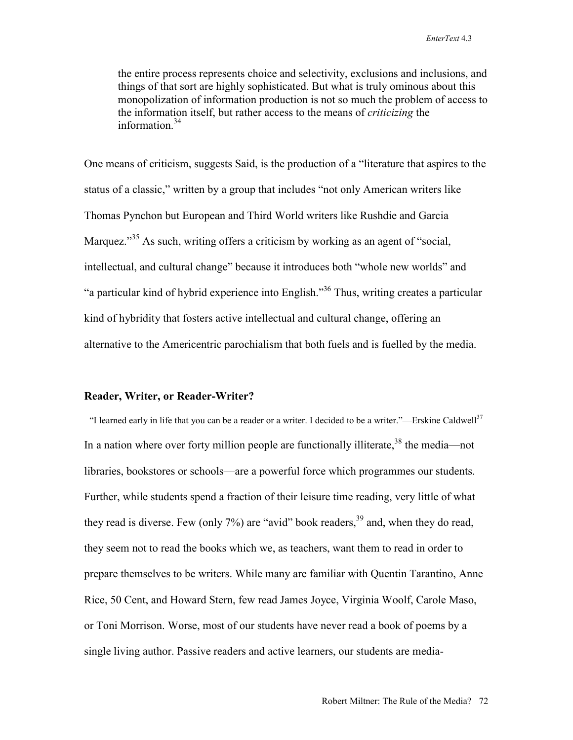> the entire process represents choice and selectivity, exclusions and inclusions, and things of that sort are highly sophisticated. But what is truly ominous about this monopolization of information production is not so much the problem of access to the information itself, but rather access to the means of *criticizing* the information.[34]

One means of criticism, suggests Said, is the production of a "literature that aspires to the status of a classic," written by a group that includes "not only American writers like Thomas Pynchon but European and Third World writers like Rushdie and Garcia Marquez."[35] As such, writing offers a criticism by working as an agent of "social, intellectual, and cultural change" because it introduces both "whole new worlds" and "a particular kind of hybrid experience into English."[36] Thus, writing creates a particular kind of hybridity that fosters active intellectual and cultural change, offering an alternative to the Americentric parochialism that both fuels and is fuelled by the media.

## Reader, Writer, or Reader-Writer?

"I learned early in life that you can be a reader or a writer. I decided to be a writer."—Erskine Caldwell[37]

In a nation where over forty million people are functionally illiterate,[38] the media—not libraries, bookstores or schools—are a powerful force which programmes our students. Further, while students spend a fraction of their leisure time reading, very little of what they read is diverse. Few (only 7%) are "avid" book readers,[39] and, when they do read, they seem not to read the books which we, as teachers, want them to read in order to prepare themselves to be writers. While many are familiar with Quentin Tarantino, Anne Rice, 50 Cent, and Howard Stern, few read James Joyce, Virginia Woolf, Carole Maso, or Toni Morrison. Worse, most of our students have never read a book of poems by a single living author. Passive readers and active learners, our students are media-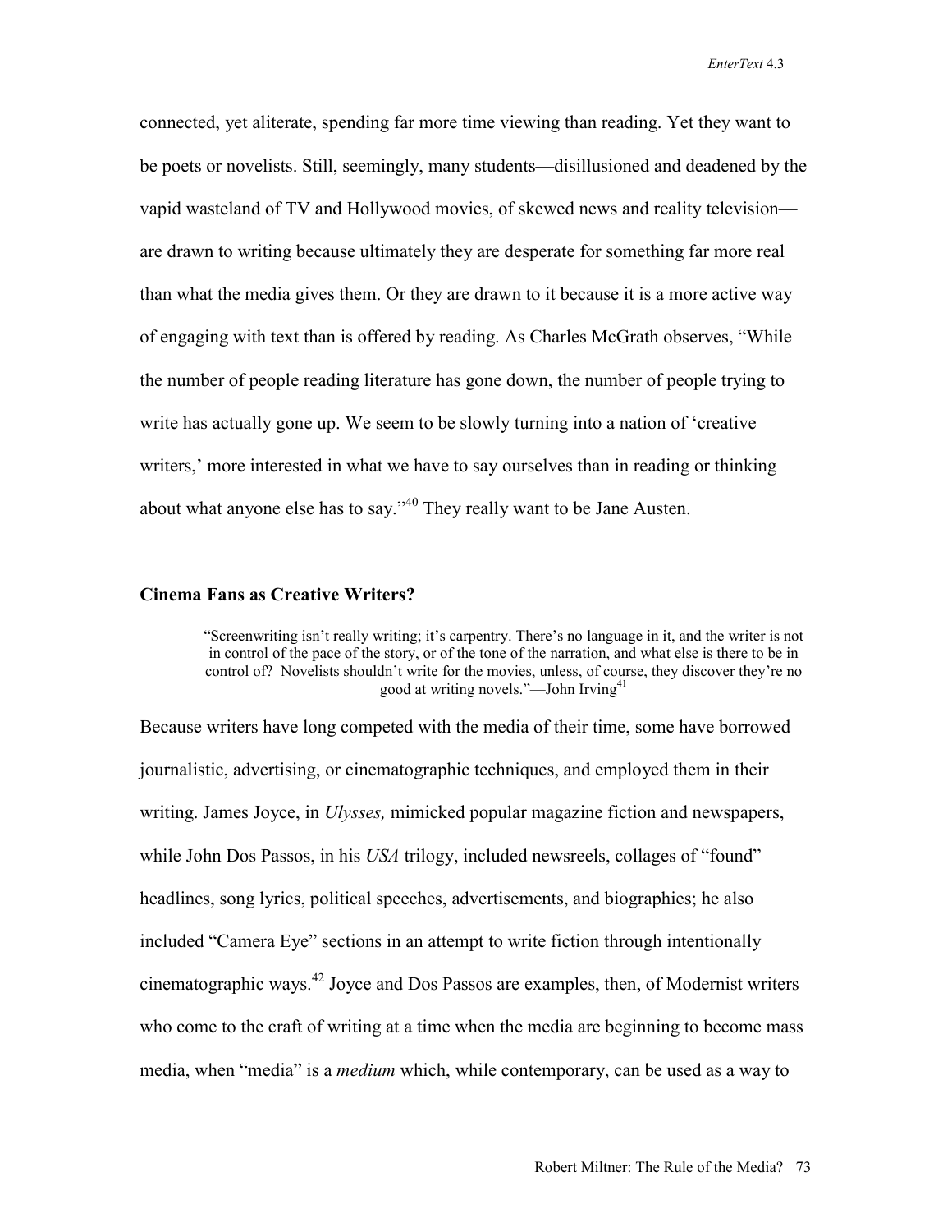connected, yet aliterate, spending far more time viewing than reading. Yet they want to be poets or novelists. Still, seemingly, many students—disillusioned and deadened by the vapid wasteland of TV and Hollywood movies, of skewed news and reality television—are drawn to writing because ultimately they are desperate for something far more real than what the media gives them. Or they are drawn to it because it is a more active way of engaging with text than is offered by reading. As Charles McGrath observes, "While the number of people reading literature has gone down, the number of people trying to write has actually gone up. We seem to be slowly turning into a nation of 'creative writers,' more interested in what we have to say ourselves than in reading or thinking about what anyone else has to say."[40] They really want to be Jane Austen.

### Cinema Fans as Creative Writers?

> "Screenwriting isn't really writing; it's carpentry. There's no language in it, and the writer is not in control of the pace of the story, or of the tone of the narration, and what else is there to be in control of? Novelists shouldn't write for the movies, unless, of course, they discover they're no good at writing novels."—John Irving[41]

Because writers have long competed with the media of their time, some have borrowed journalistic, advertising, or cinematographic techniques, and employed them in their writing. James Joyce, in *Ulysses,* mimicked popular magazine fiction and newspapers, while John Dos Passos, in his *USA* trilogy, included newsreels, collages of "found" headlines, song lyrics, political speeches, advertisements, and biographies; he also included "Camera Eye" sections in an attempt to write fiction through intentionally cinematographic ways.[42] Joyce and Dos Passos are examples, then, of Modernist writers who come to the craft of writing at a time when the media are beginning to become mass media, when "media" is a *medium* which, while contemporary, can be used as a way to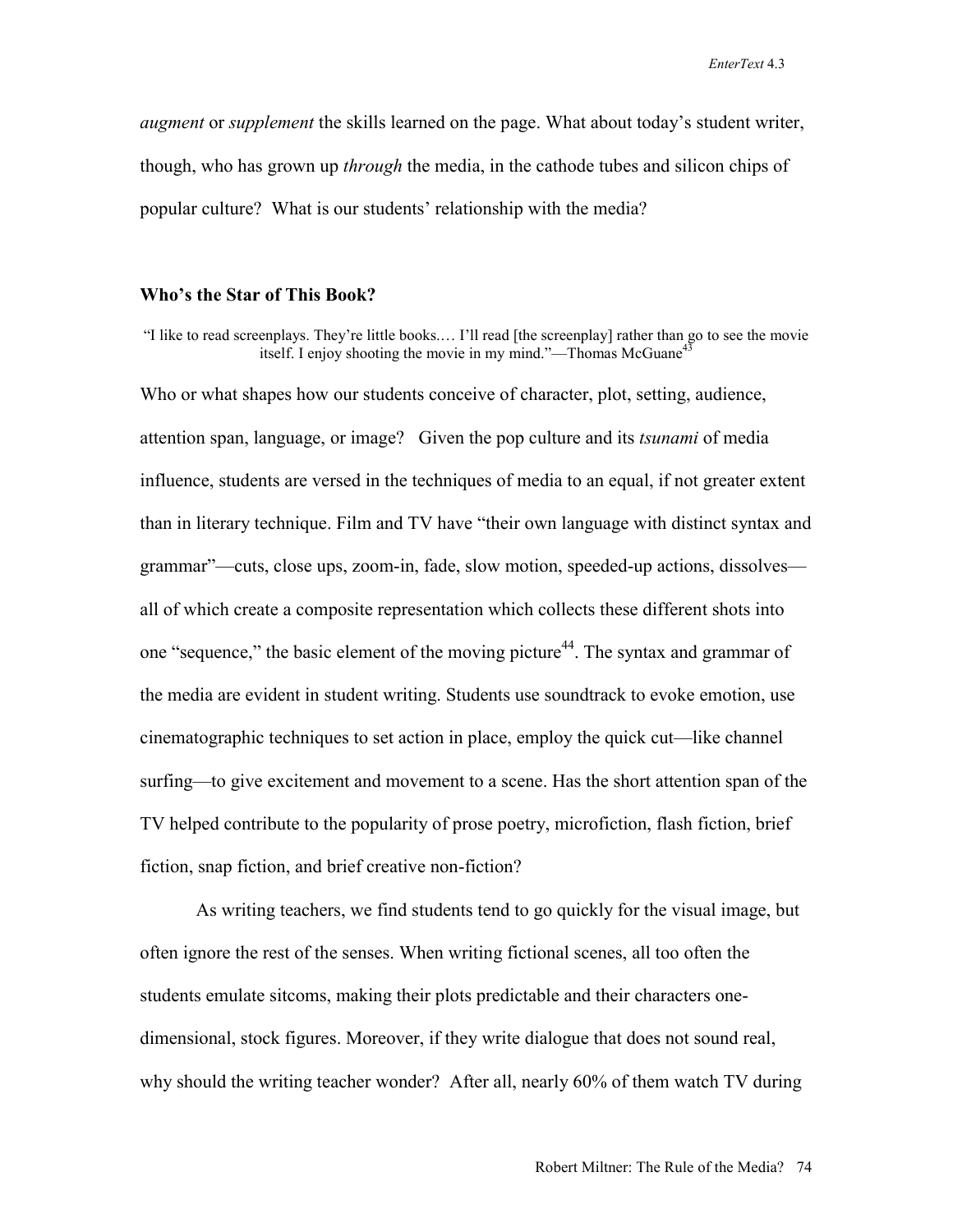*augment* or *supplement* the skills learned on the page. What about today's student writer, though, who has grown up *through* the media, in the cathode tubes and silicon chips of popular culture? What is our students' relationship with the media?

### Who's the Star of This Book?

"I like to read screenplays. They're little books.… I'll read [the screenplay] rather than go to see the movie itself. I enjoy shooting the movie in my mind."—Thomas McGuane[43]

Who or what shapes how our students conceive of character, plot, setting, audience, attention span, language, or image? Given the pop culture and its *tsunami* of media influence, students are versed in the techniques of media to an equal, if not greater extent than in literary technique. Film and TV have "their own language with distinct syntax and grammar"—cuts, close ups, zoom-in, fade, slow motion, speeded-up actions, dissolves—all of which create a composite representation which collects these different shots into one "sequence," the basic element of the moving picture[44]. The syntax and grammar of the media are evident in student writing. Students use soundtrack to evoke emotion, use cinematographic techniques to set action in place, employ the quick cut—like channel surfing—to give excitement and movement to a scene. Has the short attention span of the TV helped contribute to the popularity of prose poetry, microfiction, flash fiction, brief fiction, snap fiction, and brief creative non-fiction?

As writing teachers, we find students tend to go quickly for the visual image, but often ignore the rest of the senses. When writing fictional scenes, all too often the students emulate sitcoms, making their plots predictable and their characters one-dimensional, stock figures. Moreover, if they write dialogue that does not sound real, why should the writing teacher wonder? After all, nearly 60% of them watch TV during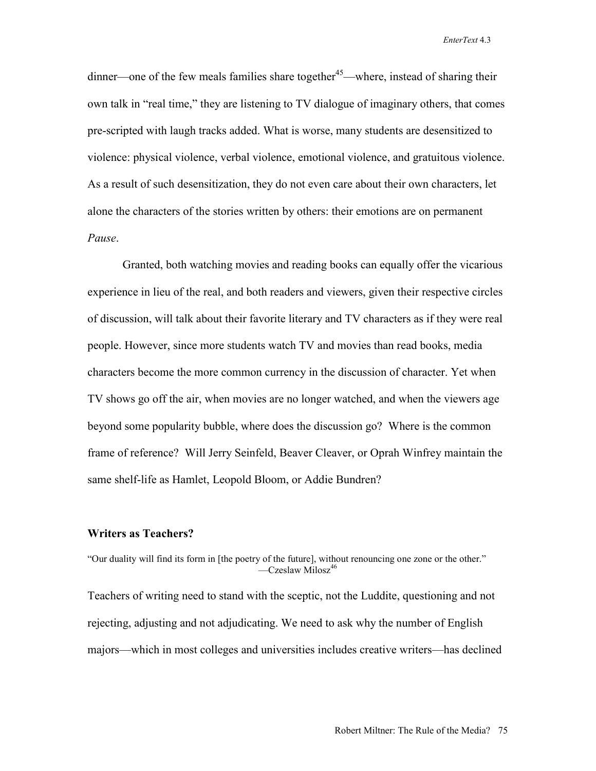dinner—one of the few meals families share together[45]—where, instead of sharing their own talk in "real time," they are listening to TV dialogue of imaginary others, that comes pre-scripted with laugh tracks added. What is worse, many students are desensitized to violence: physical violence, verbal violence, emotional violence, and gratuitous violence. As a result of such desensitization, they do not even care about their own characters, let alone the characters of the stories written by others: their emotions are on permanent *Pause*.

Granted, both watching movies and reading books can equally offer the vicarious experience in lieu of the real, and both readers and viewers, given their respective circles of discussion, will talk about their favorite literary and TV characters as if they were real people. However, since more students watch TV and movies than read books, media characters become the more common currency in the discussion of character. Yet when TV shows go off the air, when movies are no longer watched, and when the viewers age beyond some popularity bubble, where does the discussion go? Where is the common frame of reference? Will Jerry Seinfeld, Beaver Cleaver, or Oprah Winfrey maintain the same shelf-life as Hamlet, Leopold Bloom, or Addie Bundren?

### Writers as Teachers?

"Our duality will find its form in [the poetry of the future], without renouncing one zone or the other."
—Czeslaw Milosz[46]

Teachers of writing need to stand with the sceptic, not the Luddite, questioning and not rejecting, adjusting and not adjudicating. We need to ask why the number of English majors—which in most colleges and universities includes creative writers—has declined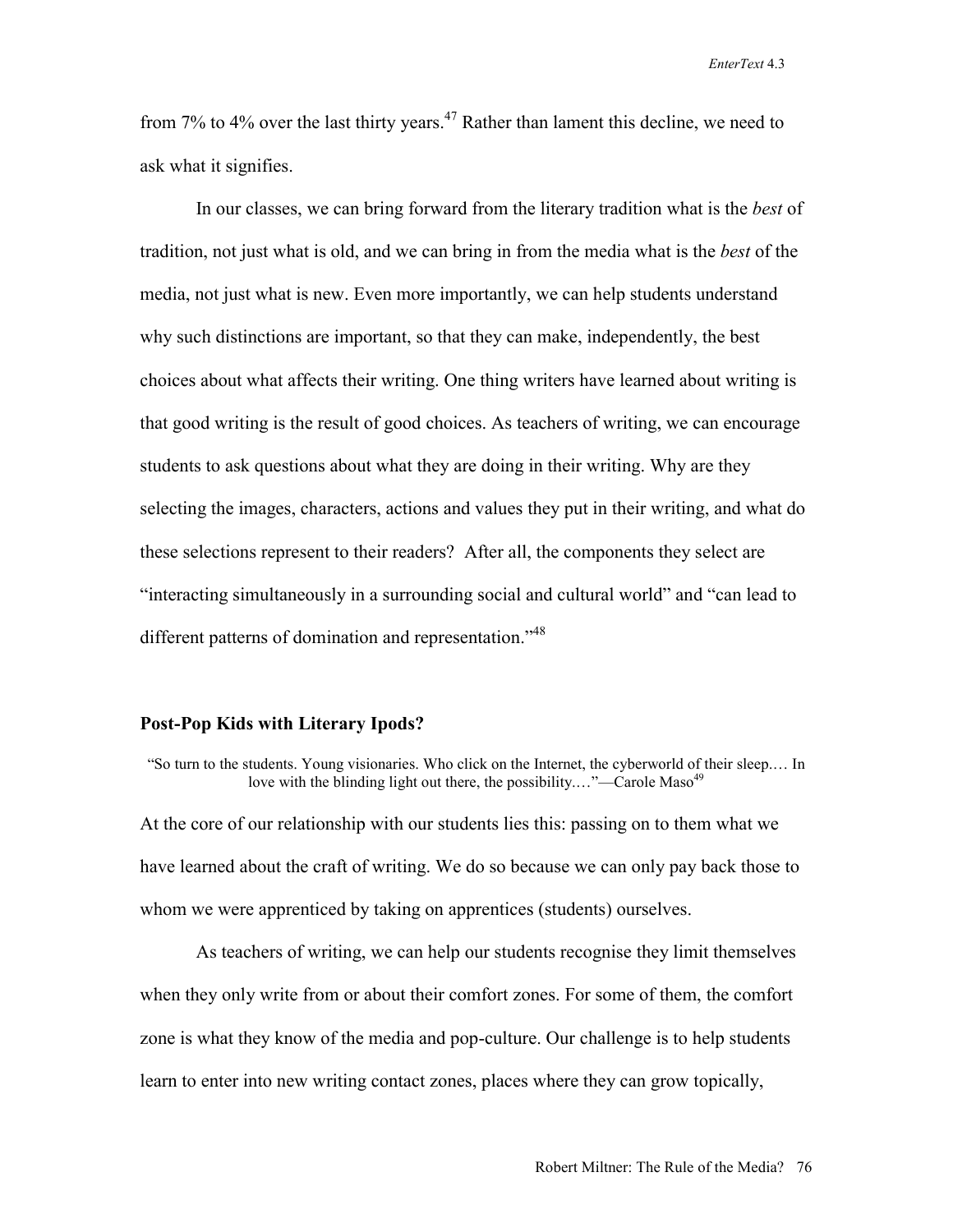from 7% to 4% over the last thirty years.[47] Rather than lament this decline, we need to ask what it signifies.

In our classes, we can bring forward from the literary tradition what is the *best* of tradition, not just what is old, and we can bring in from the media what is the *best* of the media, not just what is new. Even more importantly, we can help students understand why such distinctions are important, so that they can make, independently, the best choices about what affects their writing. One thing writers have learned about writing is that good writing is the result of good choices. As teachers of writing, we can encourage students to ask questions about what they are doing in their writing. Why are they selecting the images, characters, actions and values they put in their writing, and what do these selections represent to their readers? After all, the components they select are "interacting simultaneously in a surrounding social and cultural world" and "can lead to different patterns of domination and representation."[48]

### Post-Pop Kids with Literary Ipods?

> "So turn to the students. Young visionaries. Who click on the Internet, the cyberworld of their sleep.… In love with the blinding light out there, the possibility.…"—Carole Maso[49]

At the core of our relationship with our students lies this: passing on to them what we have learned about the craft of writing. We do so because we can only pay back those to whom we were apprenticed by taking on apprentices (students) ourselves.

As teachers of writing, we can help our students recognise they limit themselves when they only write from or about their comfort zones. For some of them, the comfort zone is what they know of the media and pop-culture. Our challenge is to help students learn to enter into new writing contact zones, places where they can grow topically,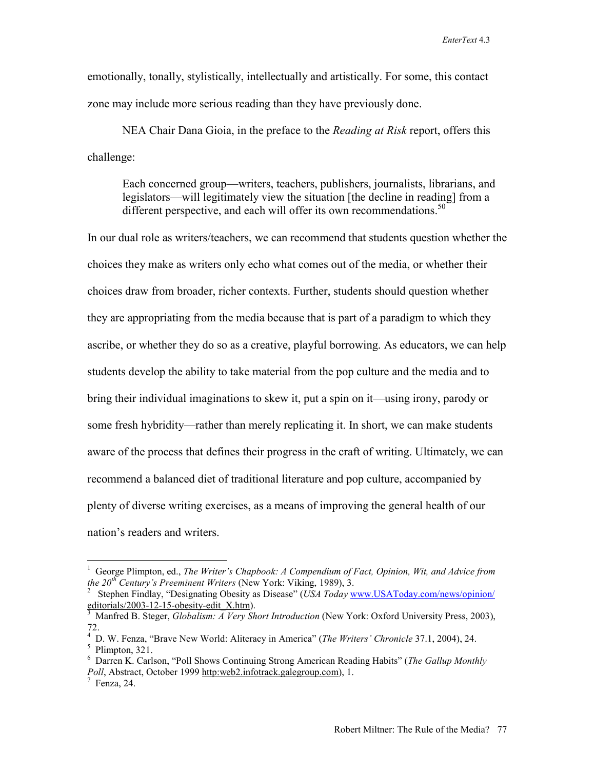emotionally, tonally, stylistically, intellectually and artistically. For some, this contact zone may include more serious reading than they have previously done.

NEA Chair Dana Gioia, in the preface to the *Reading at Risk* report, offers this challenge:

> Each concerned group—writers, teachers, publishers, journalists, librarians, and legislators—will legitimately view the situation [the decline in reading] from a different perspective, and each will offer its own recommendations.[50]

In our dual role as writers/teachers, we can recommend that students question whether the choices they make as writers only echo what comes out of the media, or whether their choices draw from broader, richer contexts. Further, students should question whether they are appropriating from the media because that is part of a paradigm to which they ascribe, or whether they do so as a creative, playful borrowing. As educators, we can help students develop the ability to take material from the pop culture and the media and to bring their individual imaginations to skew it, put a spin on it—using irony, parody or some fresh hybridity—rather than merely replicating it. In short, we can make students aware of the process that defines their progress in the craft of writing. Ultimately, we can recommend a balanced diet of traditional literature and pop culture, accompanied by plenty of diverse writing exercises, as a means of improving the general health of our nation's readers and writers.

---

[1] George Plimpton, ed., *The Writer's Chapbook: A Compendium of Fact, Opinion, Wit, and Advice from the 20th Century's Preeminent Writers* (New York: Viking, 1989), 3.

[2] Stephen Findlay, "Designating Obesity as Disease" (*USA Today* www.USAToday.com/news/opinion/editorials/2003-12-15-obesity-edit_X.htm).

[3] Manfred B. Steger, *Globalism: A Very Short Introduction* (New York: Oxford University Press, 2003), 72.

[4] D. W. Fenza, "Brave New World: Aliteracy in America" (*The Writers' Chronicle* 37.1, 2004), 24.

[5] Plimpton, 321.

[6] Darren K. Carlson, "Poll Shows Continuing Strong American Reading Habits" (*The Gallup Monthly Poll*, Abstract, October 1999 http:web2.infotrack.galegroup.com), 1.

[7] Fenza, 24.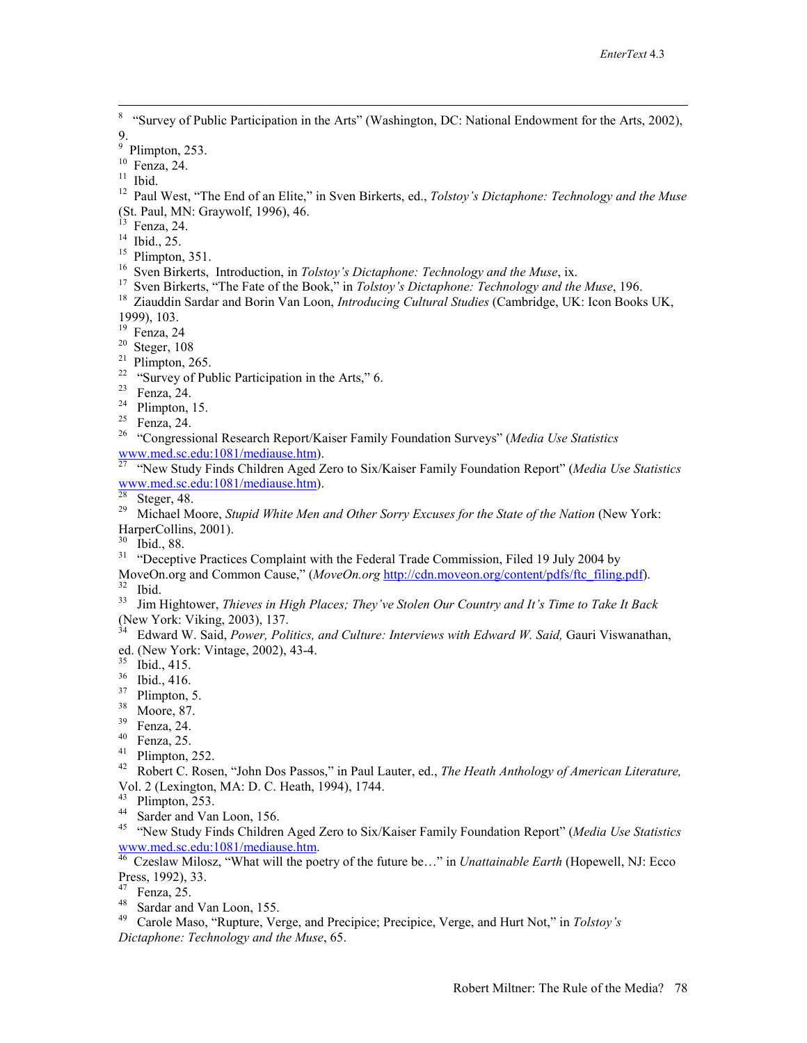[8] "Survey of Public Participation in the Arts" (Washington, DC: National Endowment for the Arts, 2002), 9.

[9] Plimpton, 253.

[10] Fenza, 24.

[11] Ibid.

[12] Paul West, "The End of an Elite," in Sven Birkerts, ed., *Tolstoy's Dictaphone: Technology and the Muse* (St. Paul, MN: Graywolf, 1996), 46.

[13] Fenza, 24.

[14] Ibid., 25.

[15] Plimpton, 351.

[16] Sven Birkerts, Introduction, in *Tolstoy's Dictaphone: Technology and the Muse*, ix.

[17] Sven Birkerts, "The Fate of the Book," in *Tolstoy's Dictaphone: Technology and the Muse*, 196.

[18] Ziauddin Sardar and Borin Van Loon, *Introducing Cultural Studies* (Cambridge, UK: Icon Books UK, 1999), 103.

[19] Fenza, 24

[20] Steger, 108

[21] Plimpton, 265.

[22] "Survey of Public Participation in the Arts," 6.

[23] Fenza, 24.

[24] Plimpton, 15.

[25] Fenza, 24.

[26] "Congressional Research Report/Kaiser Family Foundation Surveys" (*Media Use Statistics* www.med.sc.edu:1081/mediause.htm).

[27] "New Study Finds Children Aged Zero to Six/Kaiser Family Foundation Report" (*Media Use Statistics* www.med.sc.edu:1081/mediause.htm).

[28] Steger, 48.

[29] Michael Moore, *Stupid White Men and Other Sorry Excuses for the State of the Nation* (New York: HarperCollins, 2001).

[30] Ibid., 88.

[31] "Deceptive Practices Complaint with the Federal Trade Commission, Filed 19 July 2004 by MoveOn.org and Common Cause," (*MoveOn.org* http://cdn.moveon.org/content/pdfs/ftc_filing.pdf).

[32] Ibid.

[33] Jim Hightower, *Thieves in High Places; They've Stolen Our Country and It's Time to Take It Back* (New York: Viking, 2003), 137.

[34] Edward W. Said, *Power, Politics, and Culture: Interviews with Edward W. Said,* Gauri Viswanathan, ed. (New York: Vintage, 2002), 43-4.

[35] Ibid., 415.

[36] Ibid., 416.

[37] Plimpton, 5.

[38] Moore, 87.

[39] Fenza, 24.

[40] Fenza, 25.

[41] Plimpton, 252.

[42] Robert C. Rosen, "John Dos Passos," in Paul Lauter, ed., *The Heath Anthology of American Literature,* Vol. 2 (Lexington, MA: D. C. Heath, 1994), 1744.

[43] Plimpton, 253.

[44] Sarder and Van Loon, 156.

[45] "New Study Finds Children Aged Zero to Six/Kaiser Family Foundation Report" (*Media Use Statistics* www.med.sc.edu:1081/mediause.htm.

[46] Czeslaw Milosz, "What will the poetry of the future be…" in *Unattainable Earth* (Hopewell, NJ: Ecco Press, 1992), 33.

[47] Fenza, 25.

[48] Sardar and Van Loon, 155.

[49] Carole Maso, "Rupture, Verge, and Precipice; Precipice, Verge, and Hurt Not," in *Tolstoy's Dictaphone: Technology and the Muse*, 65.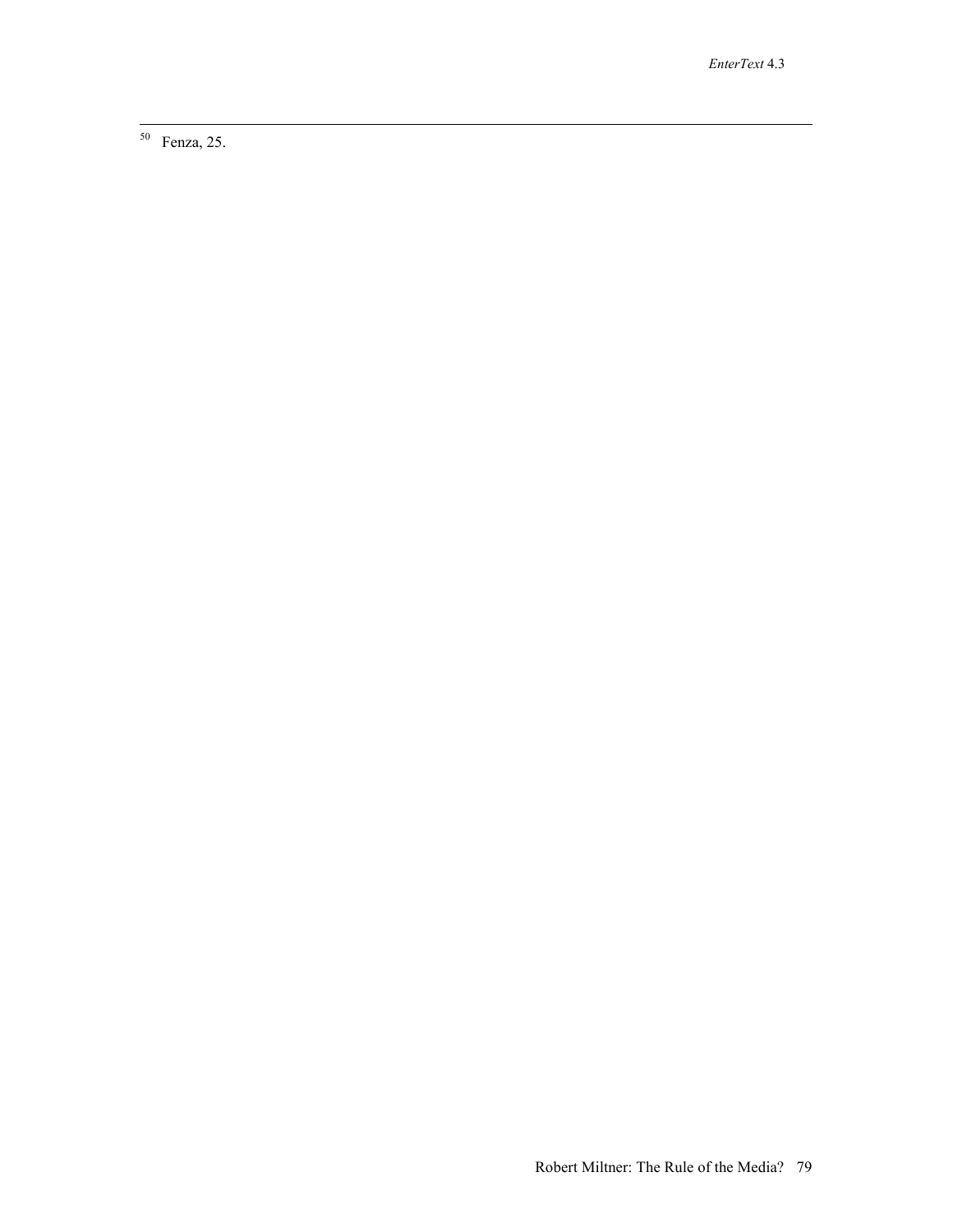[50] Fenza, 25.